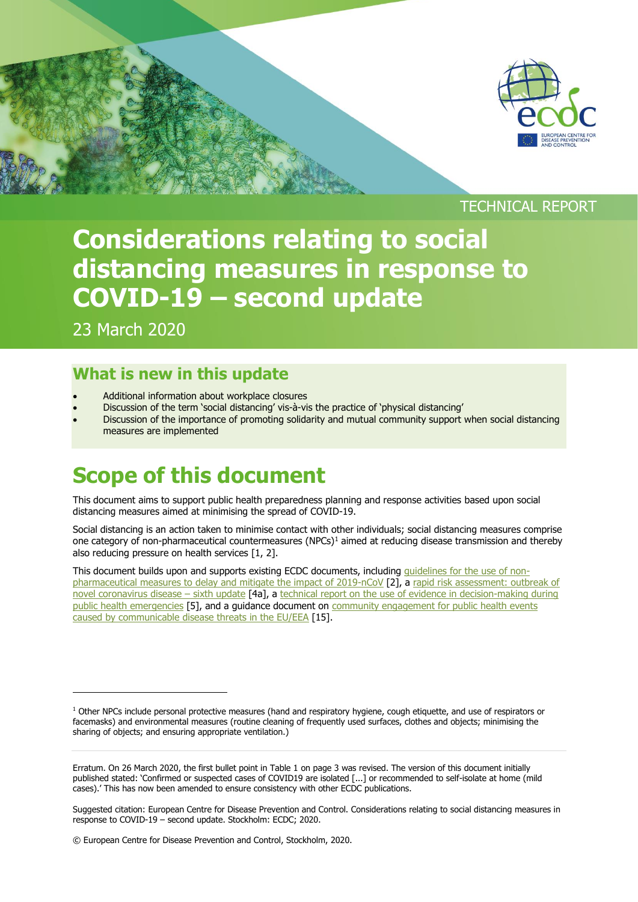TECHNICAL REPORT

# Considerations relating to social distancing measures in response to COVID-19 – second update

23 March 2020

## What is new in this update

- Additional information about workplace closures
- Discussion of the term 'social distancing' vis-à-vis the practice of 'physical distancing'
- Discussion of the importance of promoting solidarity and mutual community support when social distancing measures are implemented

# Scope of this document

This document aims to support public health preparedness planning and response activities based upon social distancing measures aimed at minimising the spread of COVID-19.

Social distancing is an action taken to minimise contact with other individuals; social distancing measures comprise one category of non-pharmaceutical countermeasures (NPCs)[1] aimed at reducing disease transmission and thereby also reducing pressure on health services [1, 2].

This document builds upon and supports existing ECDC documents, including guidelines for the use of non-pharmaceutical measures to delay and mitigate the impact of 2019-nCoV [2], a rapid risk assessment: outbreak of novel coronavirus disease – sixth update [4a], a technical report on the use of evidence in decision-making during public health emergencies [5], and a guidance document on community engagement for public health events caused by communicable disease threats in the EU/EEA [15].

[1] Other NPCs include personal protective measures (hand and respiratory hygiene, cough etiquette, and use of respirators or facemasks) and environmental measures (routine cleaning of frequently used surfaces, clothes and objects; minimising the sharing of objects; and ensuring appropriate ventilation.)

Erratum. On 26 March 2020, the first bullet point in Table 1 on page 3 was revised. The version of this document initially published stated: 'Confirmed or suspected cases of COVID19 are isolated [...] or recommended to self-isolate at home (mild cases).' This has now been amended to ensure consistency with other ECDC publications.

Suggested citation: European Centre for Disease Prevention and Control. Considerations relating to social distancing measures in response to COVID-19 – second update. Stockholm: ECDC; 2020.

© European Centre for Disease Prevention and Control, Stockholm, 2020.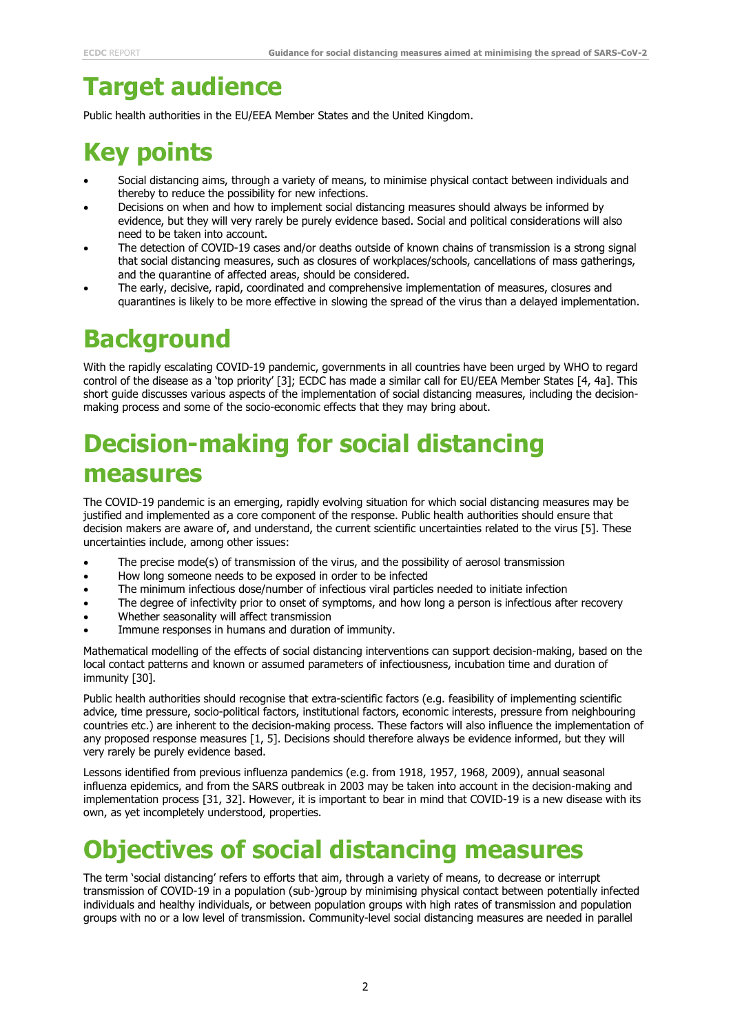# Target audience

Public health authorities in the EU/EEA Member States and the United Kingdom.

# Key points

- Social distancing aims, through a variety of means, to minimise physical contact between individuals and thereby to reduce the possibility for new infections.
- Decisions on when and how to implement social distancing measures should always be informed by evidence, but they will very rarely be purely evidence based. Social and political considerations will also need to be taken into account.
- The detection of COVID-19 cases and/or deaths outside of known chains of transmission is a strong signal that social distancing measures, such as closures of workplaces/schools, cancellations of mass gatherings, and the quarantine of affected areas, should be considered.
- The early, decisive, rapid, coordinated and comprehensive implementation of measures, closures and quarantines is likely to be more effective in slowing the spread of the virus than a delayed implementation.

# Background

With the rapidly escalating COVID-19 pandemic, governments in all countries have been urged by WHO to regard control of the disease as a 'top priority' [3]; ECDC has made a similar call for EU/EEA Member States [4, 4a]. This short guide discusses various aspects of the implementation of social distancing measures, including the decision-making process and some of the socio-economic effects that they may bring about.

# Decision-making for social distancing measures

The COVID-19 pandemic is an emerging, rapidly evolving situation for which social distancing measures may be justified and implemented as a core component of the response. Public health authorities should ensure that decision makers are aware of, and understand, the current scientific uncertainties related to the virus [5]. These uncertainties include, among other issues:

- The precise mode(s) of transmission of the virus, and the possibility of aerosol transmission
- How long someone needs to be exposed in order to be infected
- The minimum infectious dose/number of infectious viral particles needed to initiate infection
- The degree of infectivity prior to onset of symptoms, and how long a person is infectious after recovery
- Whether seasonality will affect transmission
- Immune responses in humans and duration of immunity.

Mathematical modelling of the effects of social distancing interventions can support decision-making, based on the local contact patterns and known or assumed parameters of infectiousness, incubation time and duration of immunity [30].

Public health authorities should recognise that extra-scientific factors (e.g. feasibility of implementing scientific advice, time pressure, socio-political factors, institutional factors, economic interests, pressure from neighbouring countries etc.) are inherent to the decision-making process. These factors will also influence the implementation of any proposed response measures [1, 5]. Decisions should therefore always be evidence informed, but they will very rarely be purely evidence based.

Lessons identified from previous influenza pandemics (e.g. from 1918, 1957, 1968, 2009), annual seasonal influenza epidemics, and from the SARS outbreak in 2003 may be taken into account in the decision-making and implementation process [31, 32]. However, it is important to bear in mind that COVID-19 is a new disease with its own, as yet incompletely understood, properties.

# Objectives of social distancing measures

The term 'social distancing' refers to efforts that aim, through a variety of means, to decrease or interrupt transmission of COVID-19 in a population (sub-)group by minimising physical contact between potentially infected individuals and healthy individuals, or between population groups with high rates of transmission and population groups with no or a low level of transmission. Community-level social distancing measures are needed in parallel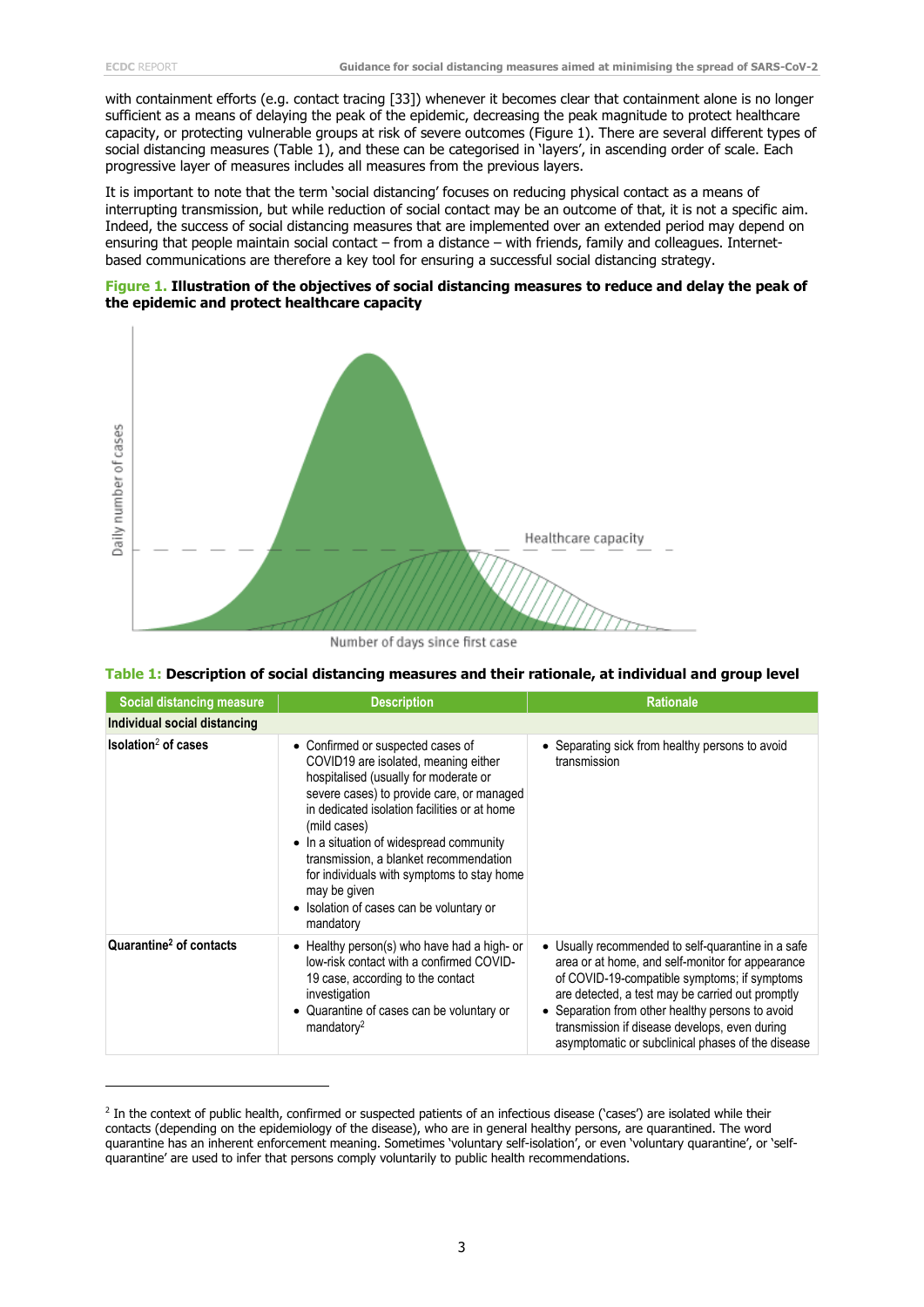with containment efforts (e.g. contact tracing [33]) whenever it becomes clear that containment alone is no longer sufficient as a means of delaying the peak of the epidemic, decreasing the peak magnitude to protect healthcare capacity, or protecting vulnerable groups at risk of severe outcomes (Figure 1). There are several different types of social distancing measures (Table 1), and these can be categorised in 'layers', in ascending order of scale. Each progressive layer of measures includes all measures from the previous layers.

It is important to note that the term 'social distancing' focuses on reducing physical contact as a means of interrupting transmission, but while reduction of social contact may be an outcome of that, it is not a specific aim. Indeed, the success of social distancing measures that are implemented over an extended period may depend on ensuring that people maintain social contact – from a distance – with friends, family and colleagues. Internet-based communications are therefore a key tool for ensuring a successful social distancing strategy.

**Figure 1. Illustration of the objectives of social distancing measures to reduce and delay the peak of the epidemic and protect healthcare capacity**

Daily number of cases

Healthcare capacity

Number of days since first case

**Table 1: Description of social distancing measures and their rationale, at individual and group level**

| Social distancing measure | Description | Rationale |
|---|---|---|
| **Individual social distancing** | | |
| **Isolation[2] of cases** | • Confirmed or suspected cases of COVID19 are isolated, meaning either hospitalised (usually for moderate or severe cases) to provide care, or managed in dedicated isolation facilities or at home (mild cases)<br>• In a situation of widespread community transmission, a blanket recommendation for individuals with symptoms to stay home may be given<br>• Isolation of cases can be voluntary or mandatory | • Separating sick from healthy persons to avoid transmission |
| **Quarantine[2] of contacts** | • Healthy person(s) who have had a high- or low-risk contact with a confirmed COVID-19 case, according to the contact investigation<br>• Quarantine of cases can be voluntary or mandatory[2] | • Usually recommended to self-quarantine in a safe area or at home, and self-monitor for appearance of COVID-19-compatible symptoms; if symptoms are detected, a test may be carried out promptly<br>• Separation from other healthy persons to avoid transmission if disease develops, even during asymptomatic or subclinical phases of the disease |

[2] In the context of public health, confirmed or suspected patients of an infectious disease ('cases') are isolated while their contacts (depending on the epidemiology of the disease), who are in general healthy persons, are quarantined. The word quarantine has an inherent enforcement meaning. Sometimes 'voluntary self-isolation', or even 'voluntary quarantine', or 'self-quarantine' are used to infer that persons comply voluntarily to public health recommendations.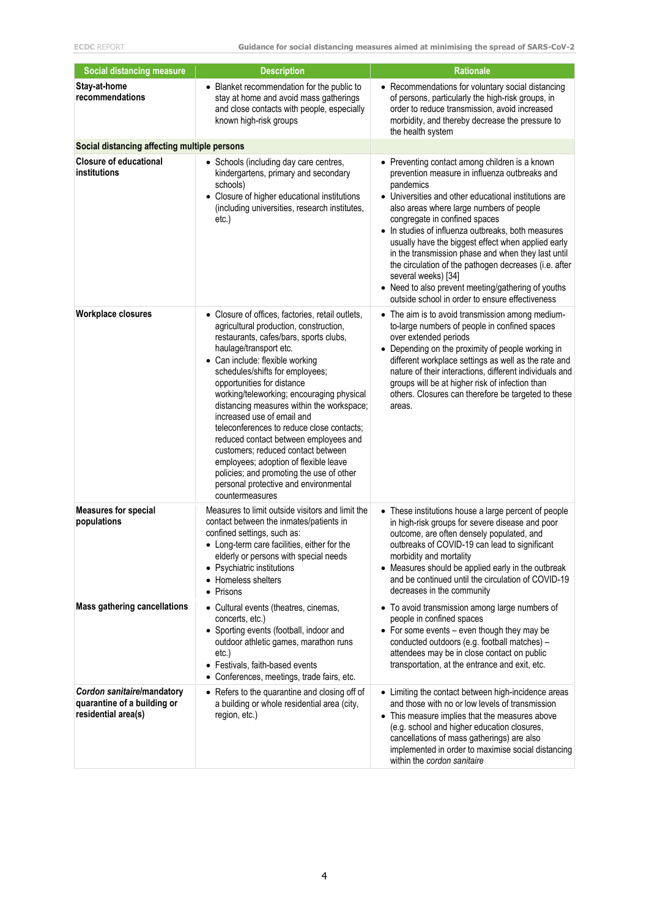| Social distancing measure | Description | Rationale |
|---|---|---|
| **Stay-at-home recommendations** | • Blanket recommendation for the public to stay at home and avoid mass gatherings and close contacts with people, especially known high-risk groups | • Recommendations for voluntary social distancing of persons, particularly the high-risk groups, in order to reduce transmission, avoid increased morbidity, and thereby decrease the pressure to the health system |
| **Social distancing affecting multiple persons** | | |
| **Closure of educational institutions** | • Schools (including day care centres, kindergartens, primary and secondary schools)<br>• Closure of higher educational institutions (including universities, research institutes, etc.) | • Preventing contact among children is a known prevention measure in influenza outbreaks and pandemics<br>• Universities and other educational institutions are also areas where large numbers of people congregate in confined spaces<br>• In studies of influenza outbreaks, both measures usually have the biggest effect when applied early in the transmission phase and when they last until the circulation of the pathogen decreases (i.e. after several weeks) [34]<br>• Need to also prevent meeting/gathering of youths outside school in order to ensure effectiveness |
| **Workplace closures** | • Closure of offices, factories, retail outlets, agricultural production, construction, restaurants, cafes/bars, sports clubs, haulage/transport etc.<br>• Can include: flexible working schedules/shifts for employees; opportunities for distance working/teleworking; encouraging physical distancing measures within the workspace; increased use of email and teleconferences to reduce close contacts; reduced contact between employees and customers; reduced contact between employees; adoption of flexible leave policies; and promoting the use of other personal protective and environmental countermeasures | • The aim is to avoid transmission among medium-to-large numbers of people in confined spaces over extended periods<br>• Depending on the proximity of people working in different workplace settings as well as the rate and nature of their interactions, different individuals and groups will be at higher risk of infection than others. Closures can therefore be targeted to these areas. |
| **Measures for special populations** | Measures to limit outside visitors and limit the contact between the inmates/patients in confined settings, such as:<br>• Long-term care facilities, either for the elderly or persons with special needs<br>• Psychiatric institutions<br>• Homeless shelters<br>• Prisons | • These institutions house a large percent of people in high-risk groups for severe disease and poor outcome, are often densely populated, and outbreaks of COVID-19 can lead to significant morbidity and mortality<br>• Measures should be applied early in the outbreak and be continued until the circulation of COVID-19 decreases in the community |
| **Mass gathering cancellations** | • Cultural events (theatres, cinemas, concerts, etc.)<br>• Sporting events (football, indoor and outdoor athletic games, marathon runs etc.)<br>• Festivals, faith-based events<br>• Conferences, meetings, trade fairs, etc. | • To avoid transmission among large numbers of people in confined spaces<br>• For some events – even though they may be conducted outdoors (e.g. football matches) – attendees may be in close contact on public transportation, at the entrance and exit, etc. |
| ***Cordon sanitaire*/mandatory quarantine of a building or residential area(s)** | • Refers to the quarantine and closing off of a building or whole residential area (city, region, etc.) | • Limiting the contact between high-incidence areas and those with no or low levels of transmission<br>• This measure implies that the measures above (e.g. school and higher education closures, cancellations of mass gatherings) are also implemented in order to maximise social distancing within the *cordon sanitaire* |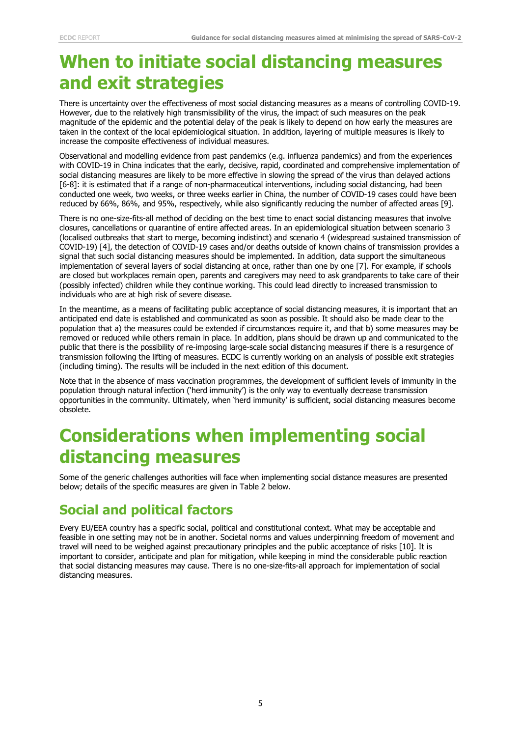# When to initiate social distancing measures and exit strategies

There is uncertainty over the effectiveness of most social distancing measures as a means of controlling COVID-19. However, due to the relatively high transmissibility of the virus, the impact of such measures on the peak magnitude of the epidemic and the potential delay of the peak is likely to depend on how early the measures are taken in the context of the local epidemiological situation. In addition, layering of multiple measures is likely to increase the composite effectiveness of individual measures.

Observational and modelling evidence from past pandemics (e.g. influenza pandemics) and from the experiences with COVID-19 in China indicates that the early, decisive, rapid, coordinated and comprehensive implementation of social distancing measures are likely to be more effective in slowing the spread of the virus than delayed actions [6-8]: it is estimated that if a range of non-pharmaceutical interventions, including social distancing, had been conducted one week, two weeks, or three weeks earlier in China, the number of COVID-19 cases could have been reduced by 66%, 86%, and 95%, respectively, while also significantly reducing the number of affected areas [9].

There is no one-size-fits-all method of deciding on the best time to enact social distancing measures that involve closures, cancellations or quarantine of entire affected areas. In an epidemiological situation between scenario 3 (localised outbreaks that start to merge, becoming indistinct) and scenario 4 (widespread sustained transmission of COVID-19) [4], the detection of COVID-19 cases and/or deaths outside of known chains of transmission provides a signal that such social distancing measures should be implemented. In addition, data support the simultaneous implementation of several layers of social distancing at once, rather than one by one [7]. For example, if schools are closed but workplaces remain open, parents and caregivers may need to ask grandparents to take care of their (possibly infected) children while they continue working. This could lead directly to increased transmission to individuals who are at high risk of severe disease.

In the meantime, as a means of facilitating public acceptance of social distancing measures, it is important that an anticipated end date is established and communicated as soon as possible. It should also be made clear to the population that a) the measures could be extended if circumstances require it, and that b) some measures may be removed or reduced while others remain in place. In addition, plans should be drawn up and communicated to the public that there is the possibility of re-imposing large-scale social distancing measures if there is a resurgence of transmission following the lifting of measures. ECDC is currently working on an analysis of possible exit strategies (including timing). The results will be included in the next edition of this document.

Note that in the absence of mass vaccination programmes, the development of sufficient levels of immunity in the population through natural infection ('herd immunity') is the only way to eventually decrease transmission opportunities in the community. Ultimately, when 'herd immunity' is sufficient, social distancing measures become obsolete.

# Considerations when implementing social distancing measures

Some of the generic challenges authorities will face when implementing social distance measures are presented below; details of the specific measures are given in Table 2 below.

## Social and political factors

Every EU/EEA country has a specific social, political and constitutional context. What may be acceptable and feasible in one setting may not be in another. Societal norms and values underpinning freedom of movement and travel will need to be weighed against precautionary principles and the public acceptance of risks [10]. It is important to consider, anticipate and plan for mitigation, while keeping in mind the considerable public reaction that social distancing measures may cause. There is no one-size-fits-all approach for implementation of social distancing measures.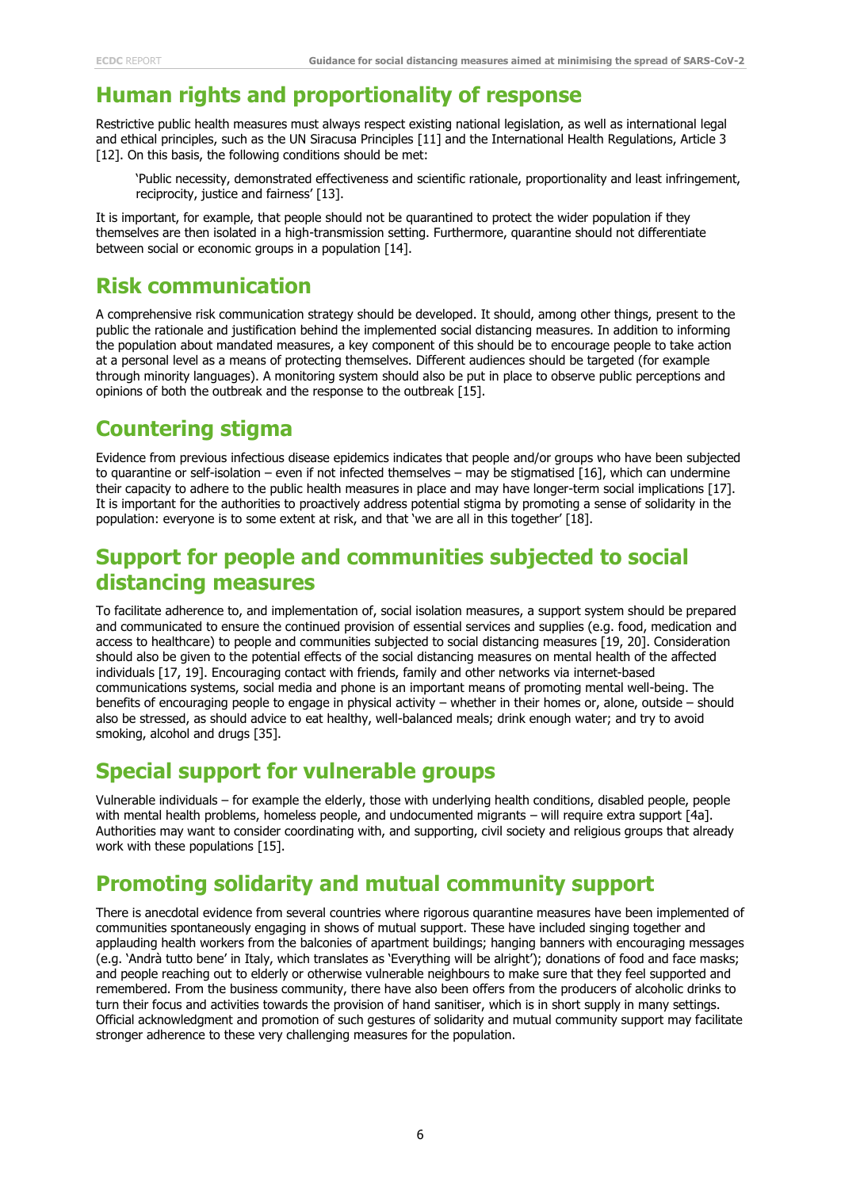## Human rights and proportionality of response

Restrictive public health measures must always respect existing national legislation, as well as international legal and ethical principles, such as the UN Siracusa Principles [11] and the International Health Regulations, Article 3 [12]. On this basis, the following conditions should be met:

> 'Public necessity, demonstrated effectiveness and scientific rationale, proportionality and least infringement, reciprocity, justice and fairness' [13].

It is important, for example, that people should not be quarantined to protect the wider population if they themselves are then isolated in a high-transmission setting. Furthermore, quarantine should not differentiate between social or economic groups in a population [14].

## Risk communication

A comprehensive risk communication strategy should be developed. It should, among other things, present to the public the rationale and justification behind the implemented social distancing measures. In addition to informing the population about mandated measures, a key component of this should be to encourage people to take action at a personal level as a means of protecting themselves. Different audiences should be targeted (for example through minority languages). A monitoring system should also be put in place to observe public perceptions and opinions of both the outbreak and the response to the outbreak [15].

## Countering stigma

Evidence from previous infectious disease epidemics indicates that people and/or groups who have been subjected to quarantine or self-isolation – even if not infected themselves – may be stigmatised [16], which can undermine their capacity to adhere to the public health measures in place and may have longer-term social implications [17]. It is important for the authorities to proactively address potential stigma by promoting a sense of solidarity in the population: everyone is to some extent at risk, and that 'we are all in this together' [18].

## Support for people and communities subjected to social distancing measures

To facilitate adherence to, and implementation of, social isolation measures, a support system should be prepared and communicated to ensure the continued provision of essential services and supplies (e.g. food, medication and access to healthcare) to people and communities subjected to social distancing measures [19, 20]. Consideration should also be given to the potential effects of the social distancing measures on mental health of the affected individuals [17, 19]. Encouraging contact with friends, family and other networks via internet-based communications systems, social media and phone is an important means of promoting mental well-being. The benefits of encouraging people to engage in physical activity – whether in their homes or, alone, outside – should also be stressed, as should advice to eat healthy, well-balanced meals; drink enough water; and try to avoid smoking, alcohol and drugs [35].

## Special support for vulnerable groups

Vulnerable individuals – for example the elderly, those with underlying health conditions, disabled people, people with mental health problems, homeless people, and undocumented migrants – will require extra support [4a]. Authorities may want to consider coordinating with, and supporting, civil society and religious groups that already work with these populations [15].

## Promoting solidarity and mutual community support

There is anecdotal evidence from several countries where rigorous quarantine measures have been implemented of communities spontaneously engaging in shows of mutual support. These have included singing together and applauding health workers from the balconies of apartment buildings; hanging banners with encouraging messages (e.g. 'Andrà tutto bene' in Italy, which translates as 'Everything will be alright'); donations of food and face masks; and people reaching out to elderly or otherwise vulnerable neighbours to make sure that they feel supported and remembered. From the business community, there have also been offers from the producers of alcoholic drinks to turn their focus and activities towards the provision of hand sanitiser, which is in short supply in many settings. Official acknowledgment and promotion of such gestures of solidarity and mutual community support may facilitate stronger adherence to these very challenging measures for the population.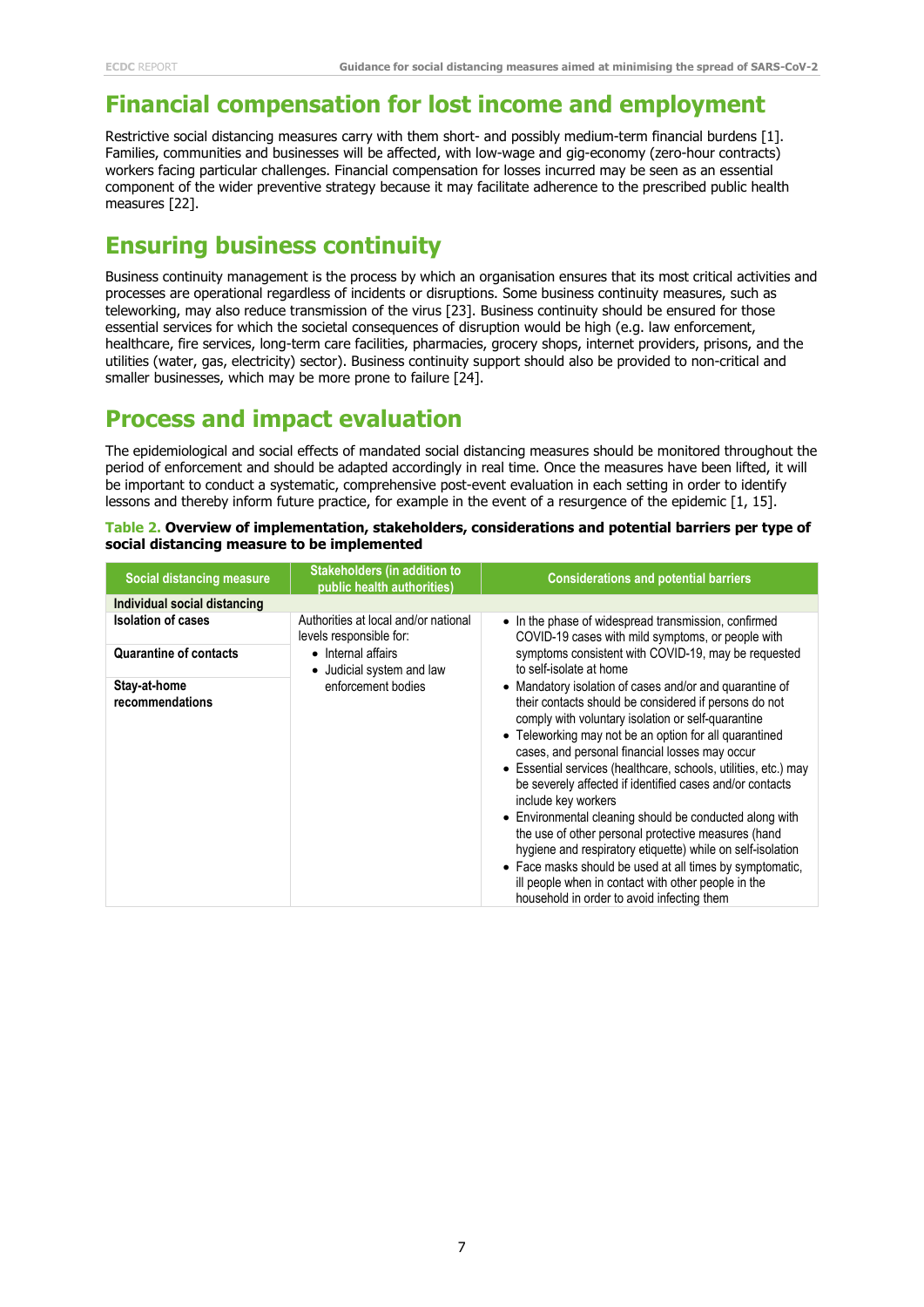## Financial compensation for lost income and employment

Restrictive social distancing measures carry with them short- and possibly medium-term financial burdens [1]. Families, communities and businesses will be affected, with low-wage and gig-economy (zero-hour contracts) workers facing particular challenges. Financial compensation for losses incurred may be seen as an essential component of the wider preventive strategy because it may facilitate adherence to the prescribed public health measures [22].

## Ensuring business continuity

Business continuity management is the process by which an organisation ensures that its most critical activities and processes are operational regardless of incidents or disruptions. Some business continuity measures, such as teleworking, may also reduce transmission of the virus [23]. Business continuity should be ensured for those essential services for which the societal consequences of disruption would be high (e.g. law enforcement, healthcare, fire services, long-term care facilities, pharmacies, grocery shops, internet providers, prisons, and the utilities (water, gas, electricity) sector). Business continuity support should also be provided to non-critical and smaller businesses, which may be more prone to failure [24].

## Process and impact evaluation

The epidemiological and social effects of mandated social distancing measures should be monitored throughout the period of enforcement and should be adapted accordingly in real time. Once the measures have been lifted, it will be important to conduct a systematic, comprehensive post-event evaluation in each setting in order to identify lessons and thereby inform future practice, for example in the event of a resurgence of the epidemic [1, 15].

**Table 2. Overview of implementation, stakeholders, considerations and potential barriers per type of social distancing measure to be implemented**

| Social distancing measure | Stakeholders (in addition to public health authorities) | Considerations and potential barriers |
|---|---|---|
| **Individual social distancing** | | |
| **Isolation of cases**<br><br>**Quarantine of contacts**<br><br>**Stay-at-home recommendations** | Authorities at local and/or national levels responsible for:<br>• Internal affairs<br>• Judicial system and law enforcement bodies | • In the phase of widespread transmission, confirmed COVID-19 cases with mild symptoms, or people with symptoms consistent with COVID-19, may be requested to self-isolate at home<br>• Mandatory isolation of cases and/or and quarantine of their contacts should be considered if persons do not comply with voluntary isolation or self-quarantine<br>• Teleworking may not be an option for all quarantined cases, and personal financial losses may occur<br>• Essential services (healthcare, schools, utilities, etc.) may be severely affected if identified cases and/or contacts include key workers<br>• Environmental cleaning should be conducted along with the use of other personal protective measures (hand hygiene and respiratory etiquette) while on self-isolation<br>• Face masks should be used at all times by symptomatic, ill people when in contact with other people in the household in order to avoid infecting them |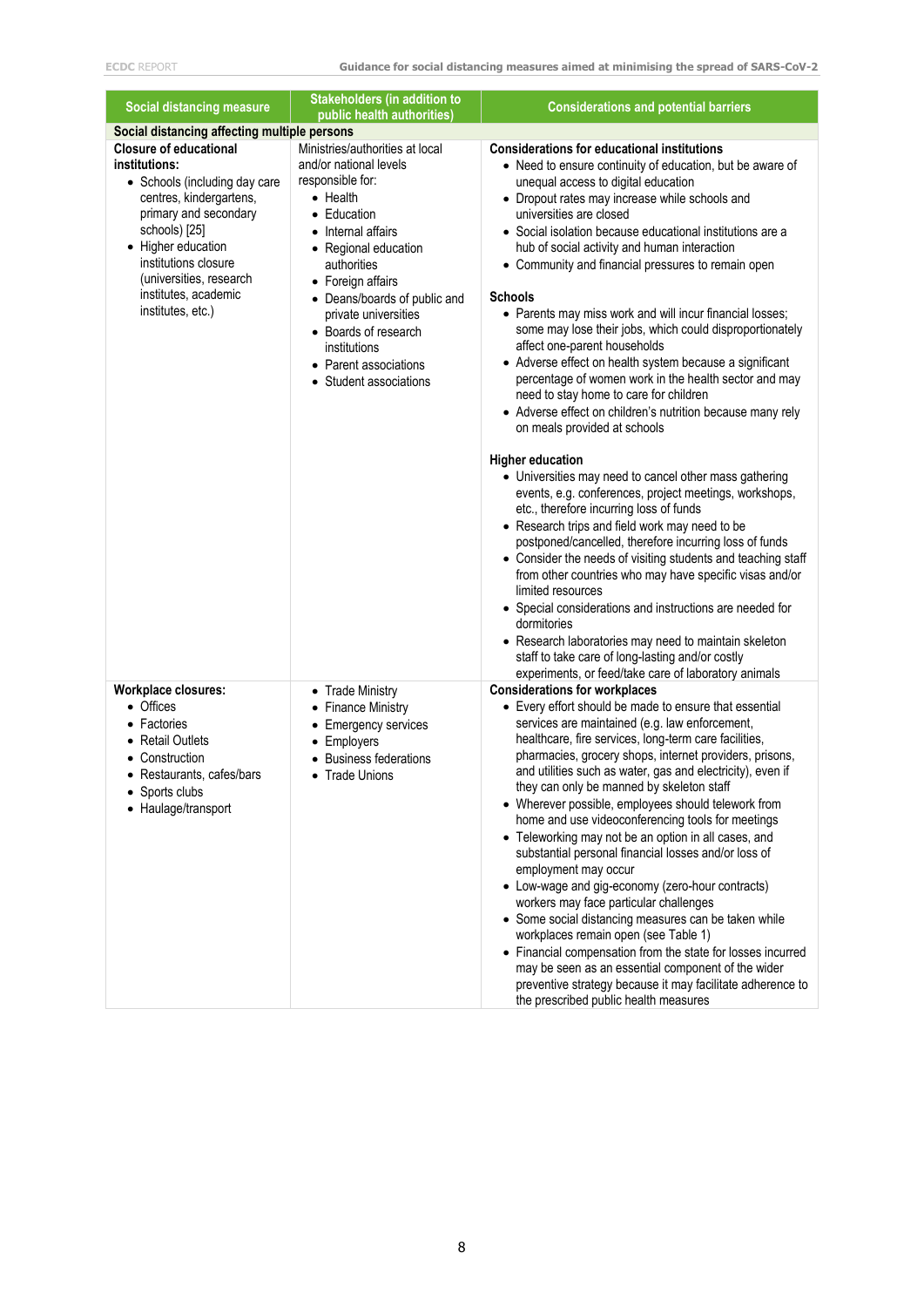| Social distancing measure | Stakeholders (in addition to public health authorities) | Considerations and potential barriers |
|---|---|---|
| **Social distancing affecting multiple persons** | | |
| **Closure of educational institutions:**<br>• Schools (including day care centres, kindergartens, primary and secondary schools) [25]<br>• Higher education institutions closure (universities, research institutes, academic institutes, etc.) | Ministries/authorities at local and/or national levels responsible for:<br>• Health<br>• Education<br>• Internal affairs<br>• Regional education authorities<br>• Foreign affairs<br>• Deans/boards of public and private universities<br>• Boards of research institutions<br>• Parent associations<br>• Student associations | **Considerations for educational institutions**<br>• Need to ensure continuity of education, but be aware of unequal access to digital education<br>• Dropout rates may increase while schools and universities are closed<br>• Social isolation because educational institutions are a hub of social activity and human interaction<br>• Community and financial pressures to remain open<br><br>**Schools**<br>• Parents may miss work and will incur financial losses; some may lose their jobs, which could disproportionately affect one-parent households<br>• Adverse effect on health system because a significant percentage of women work in the health sector and may need to stay home to care for children<br>• Adverse effect on children's nutrition because many rely on meals provided at schools<br><br>**Higher education**<br>• Universities may need to cancel other mass gathering events, e.g. conferences, project meetings, workshops, etc., therefore incurring loss of funds<br>• Research trips and field work may need to be postponed/cancelled, therefore incurring loss of funds<br>• Consider the needs of visiting students and teaching staff from other countries who may have specific visas and/or limited resources<br>• Special considerations and instructions are needed for dormitories<br>• Research laboratories may need to maintain skeleton staff to take care of long-lasting and/or costly experiments, or feed/take care of laboratory animals |
| **Workplace closures:**<br>• Offices<br>• Factories<br>• Retail Outlets<br>• Construction<br>• Restaurants, cafes/bars<br>• Sports clubs<br>• Haulage/transport | • Trade Ministry<br>• Finance Ministry<br>• Emergency services<br>• Employers<br>• Business federations<br>• Trade Unions | **Considerations for workplaces**<br>• Every effort should be made to ensure that essential services are maintained (e.g. law enforcement, healthcare, fire services, long-term care facilities, pharmacies, grocery shops, internet providers, prisons, and utilities such as water, gas and electricity), even if they can only be manned by skeleton staff<br>• Wherever possible, employees should telework from home and use videoconferencing tools for meetings<br>• Teleworking may not be an option in all cases, and substantial personal financial losses and/or loss of employment may occur<br>• Low-wage and gig-economy (zero-hour contracts) workers may face particular challenges<br>• Some social distancing measures can be taken while workplaces remain open (see Table 1)<br>• Financial compensation from the state for losses incurred may be seen as an essential component of the wider preventive strategy because it may facilitate adherence to the prescribed public health measures |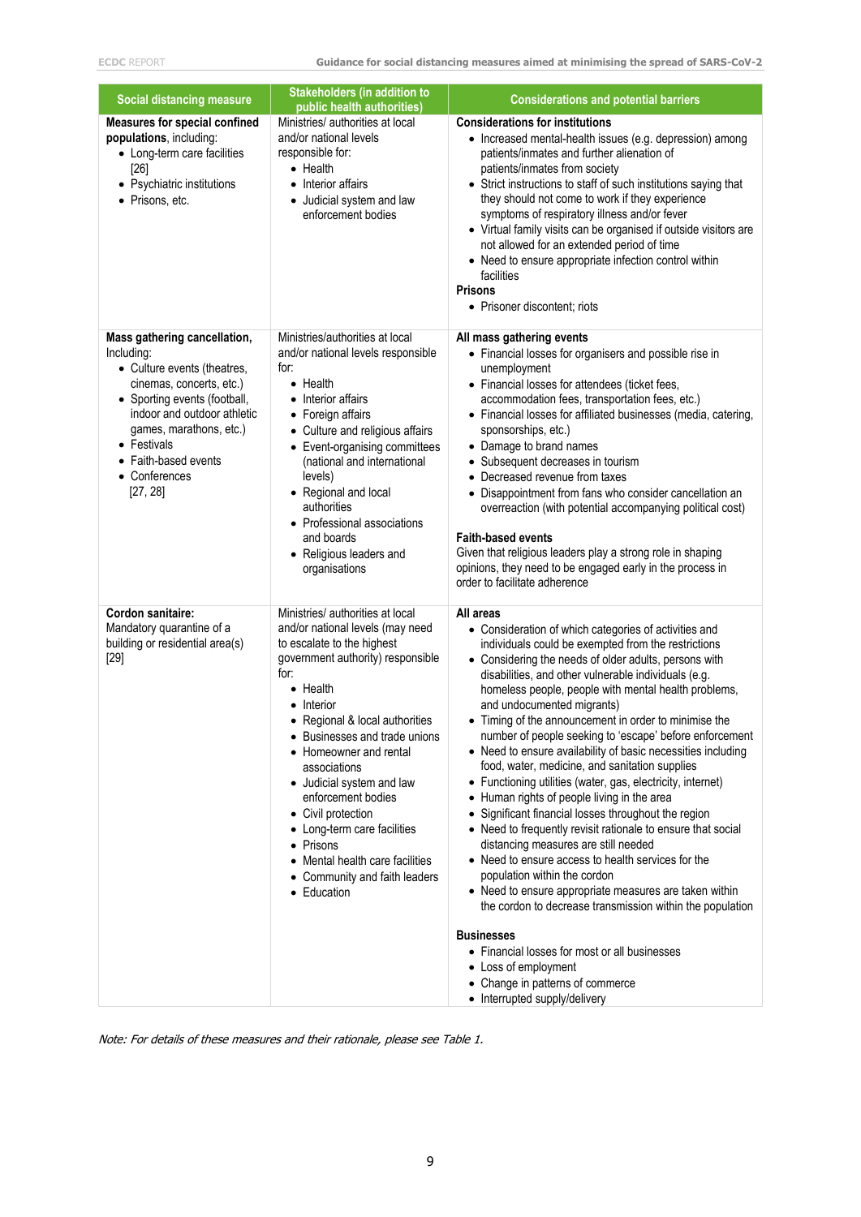| Social distancing measure | Stakeholders (in addition to public health authorities) | Considerations and potential barriers |
|---|---|---|
| **Measures for special confined populations**, including:<br>• Long-term care facilities [26]<br>• Psychiatric institutions<br>• Prisons, etc. | Ministries/ authorities at local and/or national levels responsible for:<br>• Health<br>• Interior affairs<br>• Judicial system and law enforcement bodies | **Considerations for institutions**<br>• Increased mental-health issues (e.g. depression) among patients/inmates and further alienation of patients/inmates from society<br>• Strict instructions to staff of such institutions saying that they should not come to work if they experience symptoms of respiratory illness and/or fever<br>• Virtual family visits can be organised if outside visitors are not allowed for an extended period of time<br>• Need to ensure appropriate infection control within facilities<br>**Prisons**<br>• Prisoner discontent; riots |
| **Mass gathering cancellation,** Including:<br>• Culture events (theatres, cinemas, concerts, etc.)<br>• Sporting events (football, indoor and outdoor athletic games, marathons, etc.)<br>• Festivals<br>• Faith-based events<br>• Conferences<br>[27, 28] | Ministries/authorities at local and/or national levels responsible for:<br>• Health<br>• Interior affairs<br>• Foreign affairs<br>• Culture and religious affairs<br>• Event-organising committees (national and international levels)<br>• Regional and local authorities<br>• Professional associations and boards<br>• Religious leaders and organisations | **All mass gathering events**<br>• Financial losses for organisers and possible rise in unemployment<br>• Financial losses for attendees (ticket fees, accommodation fees, transportation fees, etc.)<br>• Financial losses for affiliated businesses (media, catering, sponsorships, etc.)<br>• Damage to brand names<br>• Subsequent decreases in tourism<br>• Decreased revenue from taxes<br>• Disappointment from fans who consider cancellation an overreaction (with potential accompanying political cost)<br><br>**Faith-based events**<br>Given that religious leaders play a strong role in shaping opinions, they need to be engaged early in the process in order to facilitate adherence |
| **Cordon sanitaire:**<br>Mandatory quarantine of a building or residential area(s) [29] | Ministries/ authorities at local and/or national levels (may need to escalate to the highest government authority) responsible for:<br>• Health<br>• Interior<br>• Regional & local authorities<br>• Businesses and trade unions<br>• Homeowner and rental associations<br>• Judicial system and law enforcement bodies<br>• Civil protection<br>• Long-term care facilities<br>• Prisons<br>• Mental health care facilities<br>• Community and faith leaders<br>• Education | **All areas**<br>• Consideration of which categories of activities and individuals could be exempted from the restrictions<br>• Considering the needs of older adults, persons with disabilities, and other vulnerable individuals (e.g. homeless people, people with mental health problems, and undocumented migrants)<br>• Timing of the announcement in order to minimise the number of people seeking to 'escape' before enforcement<br>• Need to ensure availability of basic necessities including food, water, medicine, and sanitation supplies<br>• Functioning utilities (water, gas, electricity, internet)<br>• Human rights of people living in the area<br>• Significant financial losses throughout the region<br>• Need to frequently revisit rationale to ensure that social distancing measures are still needed<br>• Need to ensure access to health services for the population within the cordon<br>• Need to ensure appropriate measures are taken within the cordon to decrease transmission within the population<br><br>**Businesses**<br>• Financial losses for most or all businesses<br>• Loss of employment<br>• Change in patterns of commerce<br>• Interrupted supply/delivery |

*Note: For details of these measures and their rationale, please see Table 1.*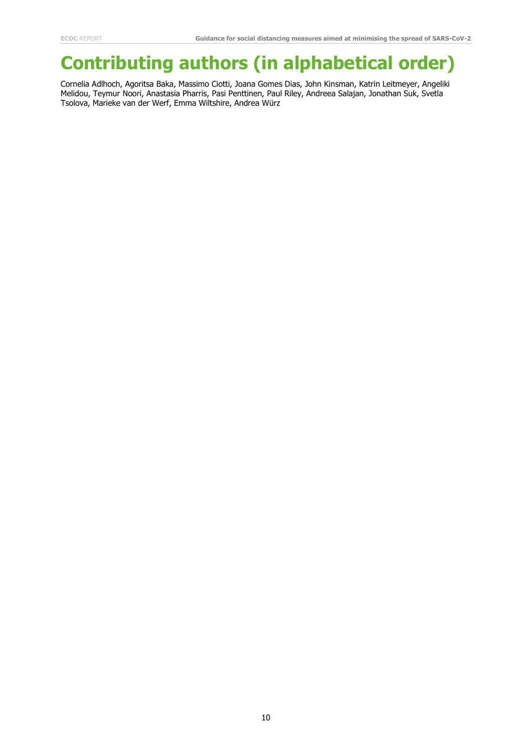# Contributing authors (in alphabetical order)

Cornelia Adlhoch, Agoritsa Baka, Massimo Ciotti, Joana Gomes Dias, John Kinsman, Katrin Leitmeyer, Angeliki Melidou, Teymur Noori, Anastasia Pharris, Pasi Penttinen, Paul Riley, Andreea Salajan, Jonathan Suk, Svetla Tsolova, Marieke van der Werf, Emma Wiltshire, Andrea Würz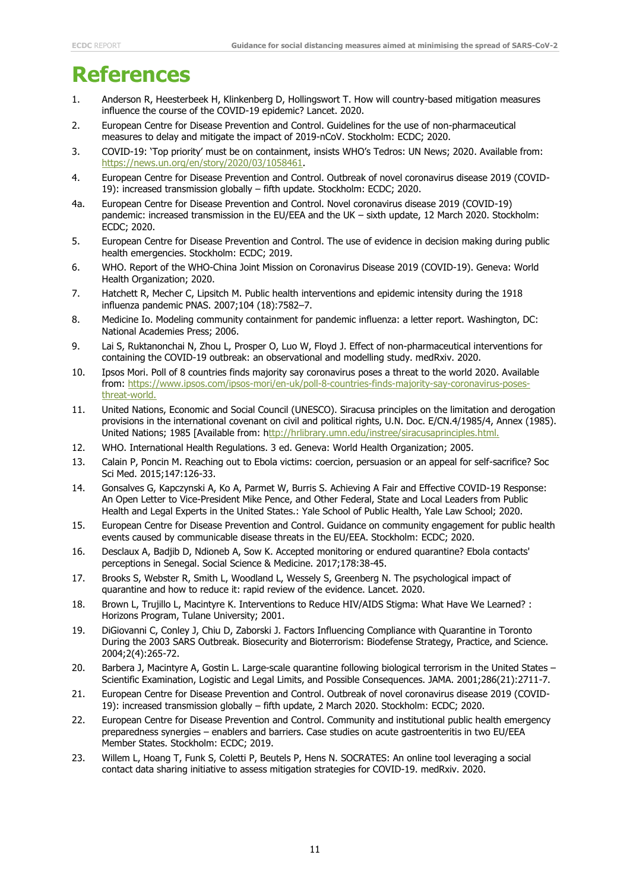# References

1. Anderson R, Heesterbeek H, Klinkenberg D, Hollingswort T. How will country-based mitigation measures influence the course of the COVID-19 epidemic? Lancet. 2020.
2. European Centre for Disease Prevention and Control. Guidelines for the use of non-pharmaceutical measures to delay and mitigate the impact of 2019-nCoV. Stockholm: ECDC; 2020.
3. COVID-19: 'Top priority' must be on containment, insists WHO's Tedros: UN News; 2020. Available from: https://news.un.org/en/story/2020/03/1058461.
4. European Centre for Disease Prevention and Control. Outbreak of novel coronavirus disease 2019 (COVID-19): increased transmission globally – fifth update. Stockholm: ECDC; 2020.

4a. European Centre for Disease Prevention and Control. Novel coronavirus disease 2019 (COVID-19) pandemic: increased transmission in the EU/EEA and the UK – sixth update, 12 March 2020. Stockholm: ECDC; 2020.

5. European Centre for Disease Prevention and Control. The use of evidence in decision making during public health emergencies. Stockholm: ECDC; 2019.
6. WHO. Report of the WHO-China Joint Mission on Coronavirus Disease 2019 (COVID-19). Geneva: World Health Organization; 2020.
7. Hatchett R, Mecher C, Lipsitch M. Public health interventions and epidemic intensity during the 1918 influenza pandemic PNAS. 2007;104 (18):7582–7.
8. Medicine Io. Modeling community containment for pandemic influenza: a letter report. Washington, DC: National Academies Press; 2006.
9. Lai S, Ruktanonchai N, Zhou L, Prosper O, Luo W, Floyd J. Effect of non-pharmaceutical interventions for containing the COVID-19 outbreak: an observational and modelling study. medRxiv. 2020.
10. Ipsos Mori. Poll of 8 countries finds majority say coronavirus poses a threat to the world 2020. Available from: https://www.ipsos.com/ipsos-mori/en-uk/poll-8-countries-finds-majority-say-coronavirus-poses-threat-world.
11. United Nations, Economic and Social Council (UNESCO). Siracusa principles on the limitation and derogation provisions in the international covenant on civil and political rights, U.N. Doc. E/CN.4/1985/4, Annex (1985). United Nations; 1985 [Available from: http://hrlibrary.umn.edu/instree/siracusaprinciples.html.
12. WHO. International Health Regulations. 3 ed. Geneva: World Health Organization; 2005.
13. Calain P, Poncin M. Reaching out to Ebola victims: coercion, persuasion or an appeal for self-sacrifice? Soc Sci Med. 2015;147:126-33.
14. Gonsalves G, Kapczynski A, Ko A, Parmet W, Burris S. Achieving A Fair and Effective COVID-19 Response: An Open Letter to Vice-President Mike Pence, and Other Federal, State and Local Leaders from Public Health and Legal Experts in the United States.: Yale School of Public Health, Yale Law School; 2020.
15. European Centre for Disease Prevention and Control. Guidance on community engagement for public health events caused by communicable disease threats in the EU/EEA. Stockholm: ECDC; 2020.
16. Desclaux A, Badjib D, Ndioneb A, Sow K. Accepted monitoring or endured quarantine? Ebola contacts' perceptions in Senegal. Social Science & Medicine. 2017;178:38-45.
17. Brooks S, Webster R, Smith L, Woodland L, Wessely S, Greenberg N. The psychological impact of quarantine and how to reduce it: rapid review of the evidence. Lancet. 2020.
18. Brown L, Trujillo L, Macintyre K. Interventions to Reduce HIV/AIDS Stigma: What Have We Learned? : Horizons Program, Tulane University; 2001.
19. DiGiovanni C, Conley J, Chiu D, Zaborski J. Factors Influencing Compliance with Quarantine in Toronto During the 2003 SARS Outbreak. Biosecurity and Bioterrorism: Biodefense Strategy, Practice, and Science. 2004;2(4):265-72.
20. Barbera J, Macintyre A, Gostin L. Large-scale quarantine following biological terrorism in the United States – Scientific Examination, Logistic and Legal Limits, and Possible Consequences. JAMA. 2001;286(21):2711-7.
21. European Centre for Disease Prevention and Control. Outbreak of novel coronavirus disease 2019 (COVID-19): increased transmission globally – fifth update, 2 March 2020. Stockholm: ECDC; 2020.
22. European Centre for Disease Prevention and Control. Community and institutional public health emergency preparedness synergies – enablers and barriers. Case studies on acute gastroenteritis in two EU/EEA Member States. Stockholm: ECDC; 2019.
23. Willem L, Hoang T, Funk S, Coletti P, Beutels P, Hens N. SOCRATES: An online tool leveraging a social contact data sharing initiative to assess mitigation strategies for COVID-19. medRxiv. 2020.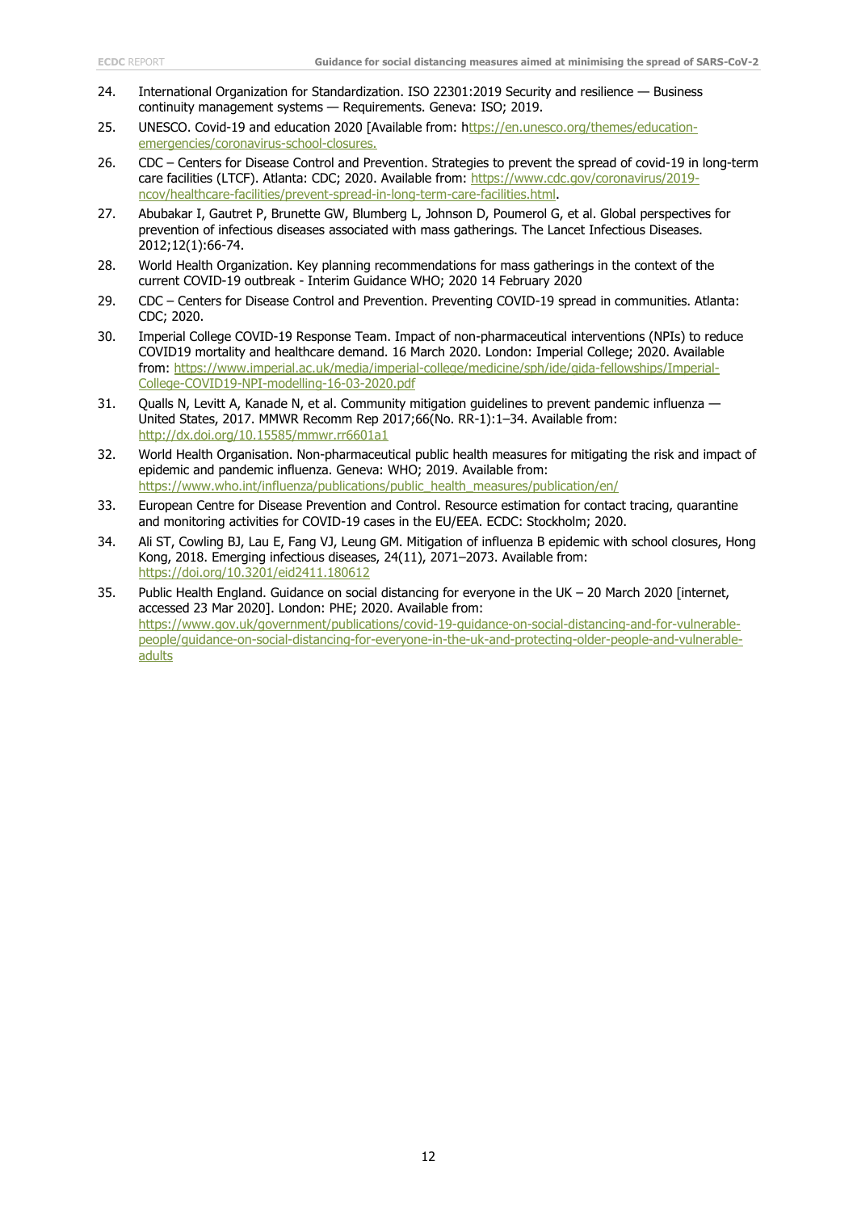24. International Organization for Standardization. ISO 22301:2019 Security and resilience — Business continuity management systems — Requirements. Geneva: ISO; 2019.
25. UNESCO. Covid-19 and education 2020 [Available from: https://en.unesco.org/themes/education-emergencies/coronavirus-school-closures.
26. CDC – Centers for Disease Control and Prevention. Strategies to prevent the spread of covid-19 in long-term care facilities (LTCF). Atlanta: CDC; 2020. Available from: https://www.cdc.gov/coronavirus/2019-ncov/healthcare-facilities/prevent-spread-in-long-term-care-facilities.html.
27. Abubakar I, Gautret P, Brunette GW, Blumberg L, Johnson D, Poumerol G, et al. Global perspectives for prevention of infectious diseases associated with mass gatherings. The Lancet Infectious Diseases. 2012;12(1):66-74.
28. World Health Organization. Key planning recommendations for mass gatherings in the context of the current COVID-19 outbreak - Interim Guidance WHO; 2020 14 February 2020
29. CDC – Centers for Disease Control and Prevention. Preventing COVID-19 spread in communities. Atlanta: CDC; 2020.
30. Imperial College COVID-19 Response Team. Impact of non-pharmaceutical interventions (NPIs) to reduce COVID19 mortality and healthcare demand. 16 March 2020. London: Imperial College; 2020. Available from: https://www.imperial.ac.uk/media/imperial-college/medicine/sph/ide/gida-fellowships/Imperial-College-COVID19-NPI-modelling-16-03-2020.pdf
31. Qualls N, Levitt A, Kanade N, et al. Community mitigation guidelines to prevent pandemic influenza — United States, 2017. MMWR Recomm Rep 2017;66(No. RR-1):1–34. Available from: http://dx.doi.org/10.15585/mmwr.rr6601a1
32. World Health Organisation. Non-pharmaceutical public health measures for mitigating the risk and impact of epidemic and pandemic influenza. Geneva: WHO; 2019. Available from: https://www.who.int/influenza/publications/public_health_measures/publication/en/
33. European Centre for Disease Prevention and Control. Resource estimation for contact tracing, quarantine and monitoring activities for COVID-19 cases in the EU/EEA. ECDC: Stockholm; 2020.
34. Ali ST, Cowling BJ, Lau E, Fang VJ, Leung GM. Mitigation of influenza B epidemic with school closures, Hong Kong, 2018. Emerging infectious diseases, 24(11), 2071–2073. Available from: https://doi.org/10.3201/eid2411.180612
35. Public Health England. Guidance on social distancing for everyone in the UK – 20 March 2020 [internet, accessed 23 Mar 2020]. London: PHE; 2020. Available from: https://www.gov.uk/government/publications/covid-19-guidance-on-social-distancing-and-for-vulnerable-people/guidance-on-social-distancing-for-everyone-in-the-uk-and-protecting-older-people-and-vulnerable-adults